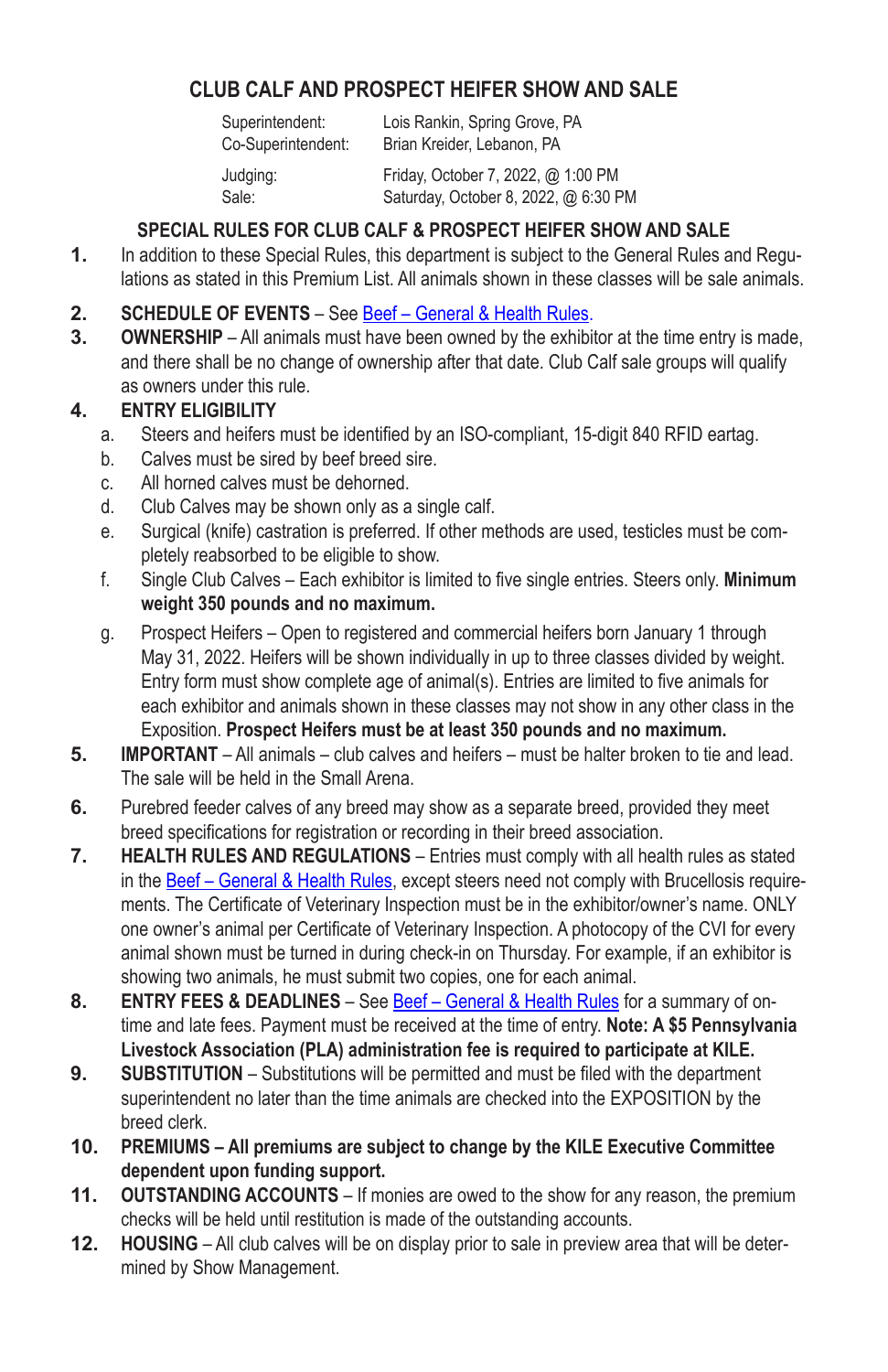# CLUB CALF AND PROSPECT HEIFER SHOW AND SALE

Superintendent: Lois Rankin, Spring Grove, PA
Co-Superintendent: Brian Kreider, Lebanon, PA

Judging: Friday, October 7, 2022, @ 1:00 PM
Sale: Saturday, October 8, 2022, @ 6:30 PM

## SPECIAL RULES FOR CLUB CALF & PROSPECT HEIFER SHOW AND SALE

1. In addition to these Special Rules, this department is subject to the General Rules and Regulations as stated in this Premium List. All animals shown in these classes will be sale animals.
2. **SCHEDULE OF EVENTS** – See Beef – General & Health Rules.
3. **OWNERSHIP** – All animals must have been owned by the exhibitor at the time entry is made, and there shall be no change of ownership after that date. Club Calf sale groups will qualify as owners under this rule.
4. **ENTRY ELIGIBILITY**
   a. Steers and heifers must be identified by an ISO-compliant, 15-digit 840 RFID eartag.
   b. Calves must be sired by beef breed sire.
   c. All horned calves must be dehorned.
   d. Club Calves may be shown only as a single calf.
   e. Surgical (knife) castration is preferred. If other methods are used, testicles must be completely reabsorbed to be eligible to show.
   f. Single Club Calves – Each exhibitor is limited to five single entries. Steers only. **Minimum weight 350 pounds and no maximum.**
   g. Prospect Heifers – Open to registered and commercial heifers born January 1 through May 31, 2022. Heifers will be shown individually in up to three classes divided by weight. Entry form must show complete age of animal(s). Entries are limited to five animals for each exhibitor and animals shown in these classes may not show in any other class in the Exposition. **Prospect Heifers must be at least 350 pounds and no maximum.**
5. **IMPORTANT** – All animals – club calves and heifers – must be halter broken to tie and lead. The sale will be held in the Small Arena.
6. Purebred feeder calves of any breed may show as a separate breed, provided they meet breed specifications for registration or recording in their breed association.
7. **HEALTH RULES AND REGULATIONS** – Entries must comply with all health rules as stated in the Beef – General & Health Rules, except steers need not comply with Brucellosis requirements. The Certificate of Veterinary Inspection must be in the exhibitor/owner's name. ONLY one owner's animal per Certificate of Veterinary Inspection. A photocopy of the CVI for every animal shown must be turned in during check-in on Thursday. For example, if an exhibitor is showing two animals, he must submit two copies, one for each animal.
8. **ENTRY FEES & DEADLINES** – See Beef – General & Health Rules for a summary of on-time and late fees. Payment must be received at the time of entry. **Note: A $5 Pennsylvania Livestock Association (PLA) administration fee is required to participate at KILE.**
9. **SUBSTITUTION** – Substitutions will be permitted and must be filed with the department superintendent no later than the time animals are checked into the EXPOSITION by the breed clerk.
10. **PREMIUMS – All premiums are subject to change by the KILE Executive Committee dependent upon funding support.**
11. **OUTSTANDING ACCOUNTS** – If monies are owed to the show for any reason, the premium checks will be held until restitution is made of the outstanding accounts.
12. **HOUSING** – All club calves will be on display prior to sale in preview area that will be determined by Show Management.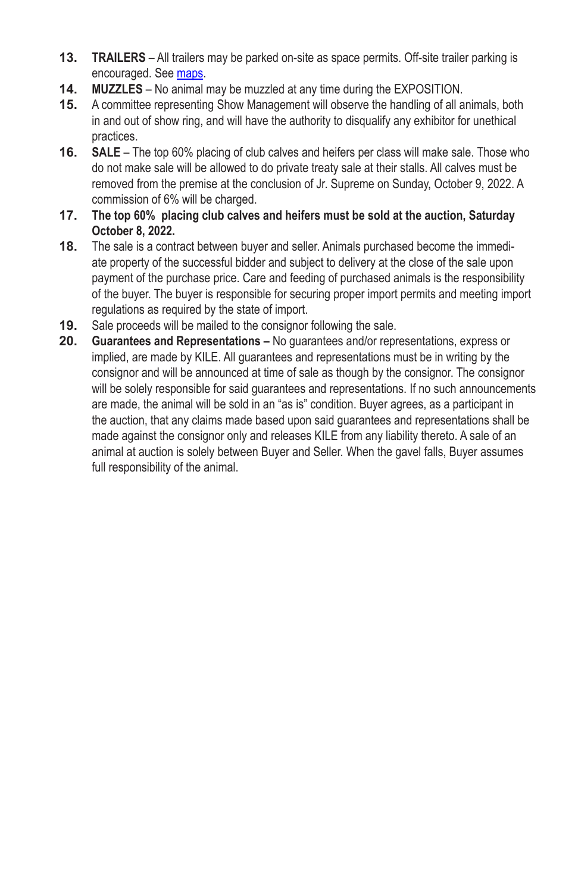13. **TRAILERS** – All trailers may be parked on-site as space permits. Off-site trailer parking is encouraged. See maps.
14. **MUZZLES** – No animal may be muzzled at any time during the EXPOSITION.
15. A committee representing Show Management will observe the handling of all animals, both in and out of show ring, and will have the authority to disqualify any exhibitor for unethical practices.
16. **SALE** – The top 60% placing of club calves and heifers per class will make sale. Those who do not make sale will be allowed to do private treaty sale at their stalls. All calves must be removed from the premise at the conclusion of Jr. Supreme on Sunday, October 9, 2022. A commission of 6% will be charged.
17. **The top 60% placing club calves and heifers must be sold at the auction, Saturday October 8, 2022.**
18. The sale is a contract between buyer and seller. Animals purchased become the immediate property of the successful bidder and subject to delivery at the close of the sale upon payment of the purchase price. Care and feeding of purchased animals is the responsibility of the buyer. The buyer is responsible for securing proper import permits and meeting import regulations as required by the state of import.
19. Sale proceeds will be mailed to the consignor following the sale.
20. **Guarantees and Representations –** No guarantees and/or representations, express or implied, are made by KILE. All guarantees and representations must be in writing by the consignor and will be announced at time of sale as though by the consignor. The consignor will be solely responsible for said guarantees and representations. If no such announcements are made, the animal will be sold in an "as is" condition. Buyer agrees, as a participant in the auction, that any claims made based upon said guarantees and representations shall be made against the consignor only and releases KILE from any liability thereto. A sale of an animal at auction is solely between Buyer and Seller. When the gavel falls, Buyer assumes full responsibility of the animal.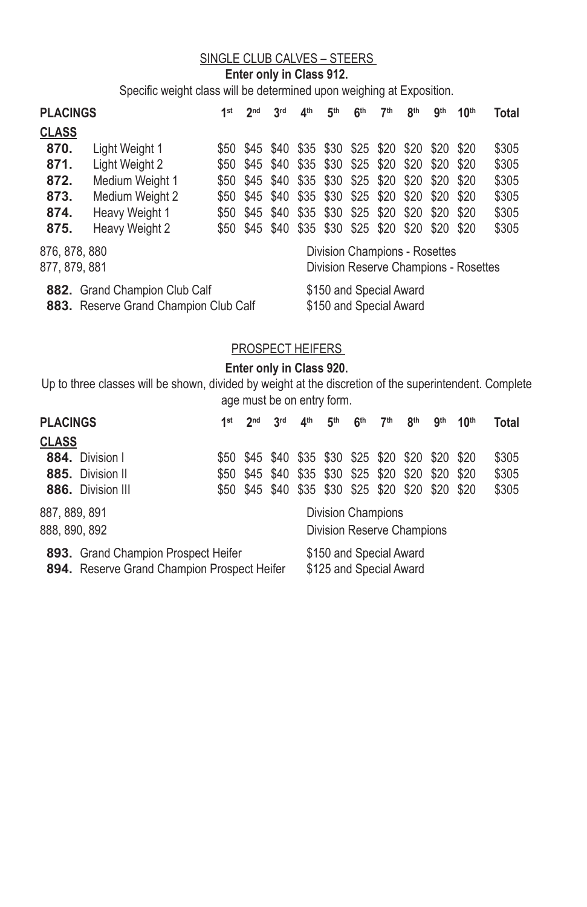## SINGLE CLUB CALVES – STEERS

**Enter only in Class 912.**

Specific weight class will be determined upon weighing at Exposition.

| PLACINGS | | 1st | 2nd | 3rd | 4th | 5th | 6th | 7th | 8th | 9th | 10th | Total |
|---|---|---|---|---|---|---|---|---|---|---|---|---|
| **CLASS** | | | | | | | | | | | | |
| **870.** | Light Weight 1 | $50 | $45 | $40 | $35 | $30 | $25 | $20 | $20 | $20 | $20 | $305 |
| **871.** | Light Weight 2 | $50 | $45 | $40 | $35 | $30 | $25 | $20 | $20 | $20 | $20 | $305 |
| **872.** | Medium Weight 1 | $50 | $45 | $40 | $35 | $30 | $25 | $20 | $20 | $20 | $20 | $305 |
| **873.** | Medium Weight 2 | $50 | $45 | $40 | $35 | $30 | $25 | $20 | $20 | $20 | $20 | $305 |
| **874.** | Heavy Weight 1 | $50 | $45 | $40 | $35 | $30 | $25 | $20 | $20 | $20 | $20 | $305 |
| **875.** | Heavy Weight 2 | $50 | $45 | $40 | $35 | $30 | $25 | $20 | $20 | $20 | $20 | $305 |

876, 878, 880 — Division Champions - Rosettes

877, 879, 881 — Division Reserve Champions - Rosettes

**882.** Grand Champion Club Calf — $150 and Special Award

**883.** Reserve Grand Champion Club Calf — $150 and Special Award

## PROSPECT HEIFERS

**Enter only in Class 920.**

Up to three classes will be shown, divided by weight at the discretion of the superintendent. Complete age must be on entry form.

| PLACINGS | | 1st | 2nd | 3rd | 4th | 5th | 6th | 7th | 8th | 9th | 10th | Total |
|---|---|---|---|---|---|---|---|---|---|---|---|---|
| **CLASS** | | | | | | | | | | | | |
| **884.** | Division I | $50 | $45 | $40 | $35 | $30 | $25 | $20 | $20 | $20 | $20 | $305 |
| **885.** | Division II | $50 | $45 | $40 | $35 | $30 | $25 | $20 | $20 | $20 | $20 | $305 |
| **886.** | Division III | $50 | $45 | $40 | $35 | $30 | $25 | $20 | $20 | $20 | $20 | $305 |

887, 889, 891 — Division Champions

888, 890, 892 — Division Reserve Champions

**893.** Grand Champion Prospect Heifer — $150 and Special Award

**894.** Reserve Grand Champion Prospect Heifer — $125 and Special Award